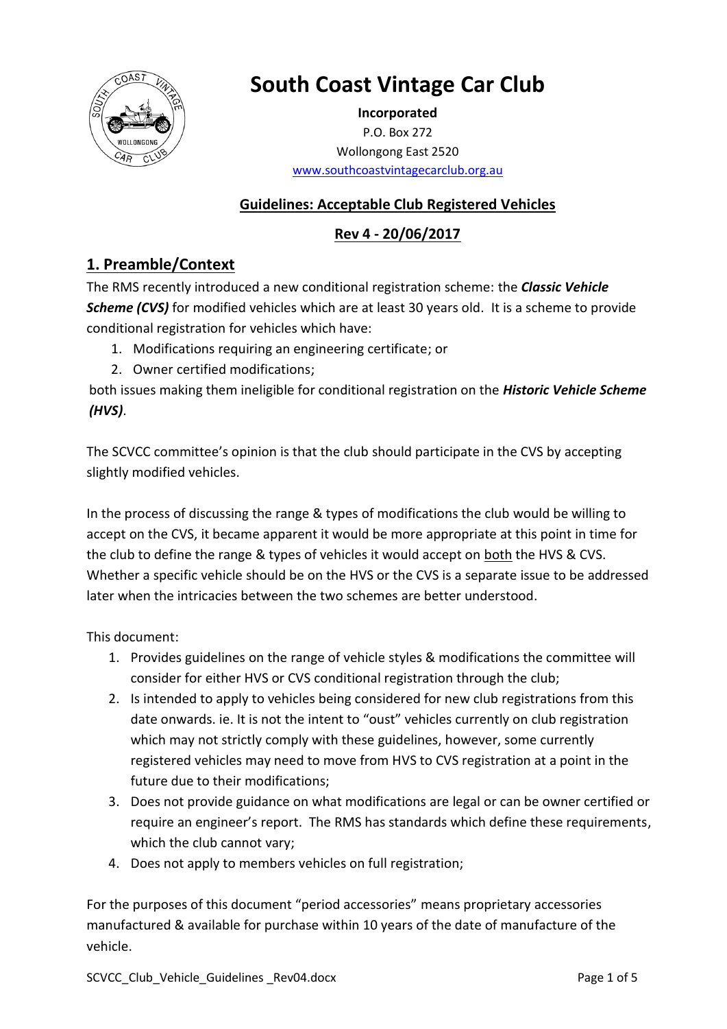# South Coast Vintage Car Club

**Incorporated**

P.O. Box 272

Wollongong East 2520

www.southcoastvintagecarclub.org.au

## Guidelines: Acceptable Club Registered Vehicles

## Rev 4 - 20/06/2017

## 1. Preamble/Context

The RMS recently introduced a new conditional registration scheme: the ***Classic Vehicle Scheme (CVS)*** for modified vehicles which are at least 30 years old. It is a scheme to provide conditional registration for vehicles which have:

1. Modifications requiring an engineering certificate; or
2. Owner certified modifications;

both issues making them ineligible for conditional registration on the ***Historic Vehicle Scheme (HVS)***.

The SCVCC committee's opinion is that the club should participate in the CVS by accepting slightly modified vehicles.

In the process of discussing the range & types of modifications the club would be willing to accept on the CVS, it became apparent it would be more appropriate at this point in time for the club to define the range & types of vehicles it would accept on both the HVS & CVS. Whether a specific vehicle should be on the HVS or the CVS is a separate issue to be addressed later when the intricacies between the two schemes are better understood.

This document:

1. Provides guidelines on the range of vehicle styles & modifications the committee will consider for either HVS or CVS conditional registration through the club;
2. Is intended to apply to vehicles being considered for new club registrations from this date onwards. ie. It is not the intent to "oust" vehicles currently on club registration which may not strictly comply with these guidelines, however, some currently registered vehicles may need to move from HVS to CVS registration at a point in the future due to their modifications;
3. Does not provide guidance on what modifications are legal or can be owner certified or require an engineer's report. The RMS has standards which define these requirements, which the club cannot vary;
4. Does not apply to members vehicles on full registration;

For the purposes of this document "period accessories" means proprietary accessories manufactured & available for purchase within 10 years of the date of manufacture of the vehicle.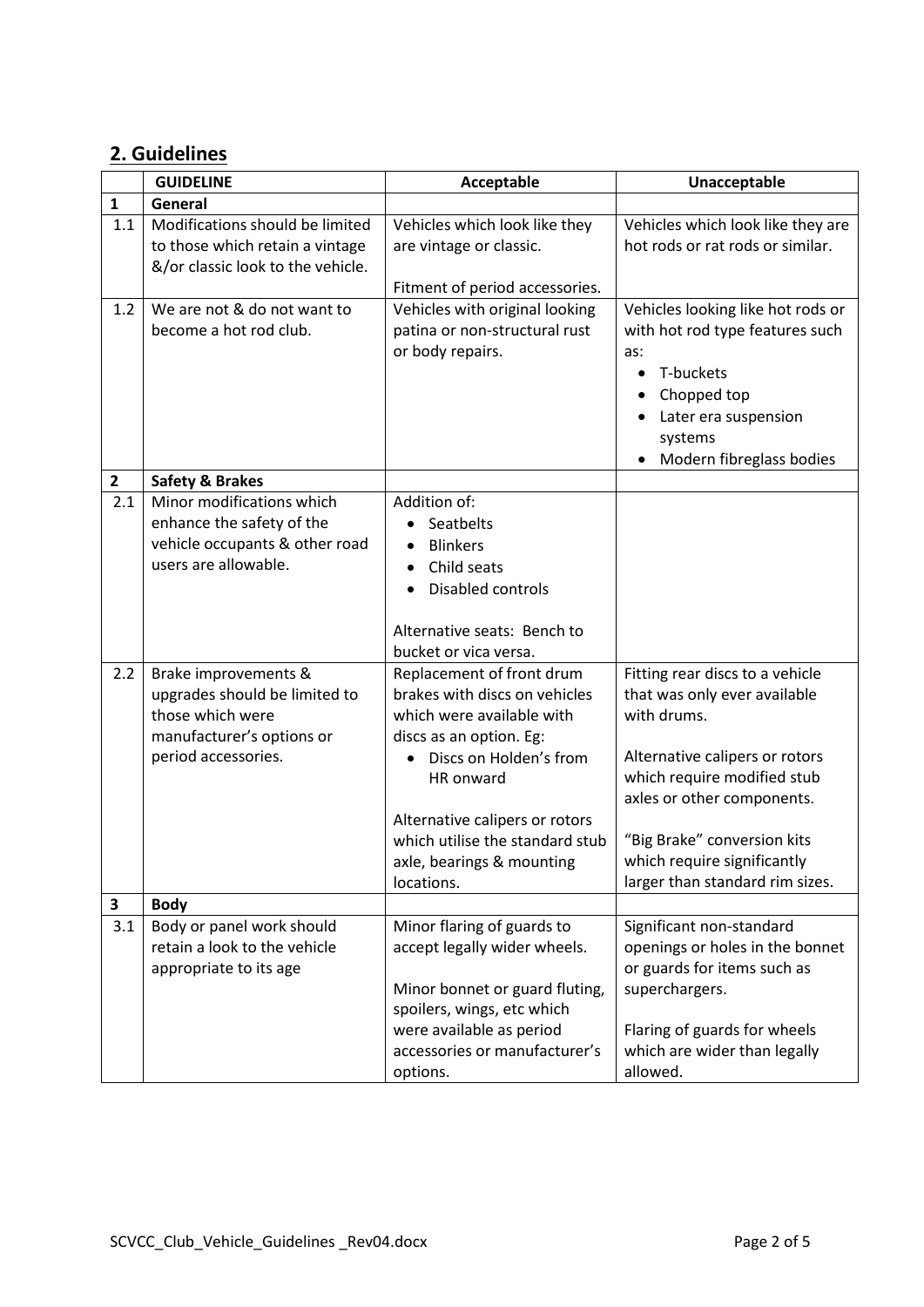## 2. Guidelines

| | GUIDELINE | Acceptable | Unacceptable |
|---|---|---|---|
| **1** | **General** | | |
| 1.1 | Modifications should be limited to those which retain a vintage &/or classic look to the vehicle. | Vehicles which look like they are vintage or classic.<br><br>Fitment of period accessories. | Vehicles which look like they are hot rods or rat rods or similar. |
| 1.2 | We are not & do not want to become a hot rod club. | Vehicles with original looking patina or non-structural rust or body repairs. | Vehicles looking like hot rods or with hot rod type features such as:<br>• T-buckets<br>• Chopped top<br>• Later era suspension systems<br>• Modern fibreglass bodies |
| **2** | **Safety & Brakes** | | |
| 2.1 | Minor modifications which enhance the safety of the vehicle occupants & other road users are allowable. | Addition of:<br>• Seatbelts<br>• Blinkers<br>• Child seats<br>• Disabled controls<br><br>Alternative seats: Bench to bucket or vica versa. | |
| 2.2 | Brake improvements & upgrades should be limited to those which were manufacturer's options or period accessories. | Replacement of front drum brakes with discs on vehicles which were available with discs as an option. Eg:<br>• Discs on Holden's from HR onward<br><br>Alternative calipers or rotors which utilise the standard stub axle, bearings & mounting locations. | Fitting rear discs to a vehicle that was only ever available with drums.<br><br>Alternative calipers or rotors which require modified stub axles or other components.<br><br>"Big Brake" conversion kits which require significantly larger than standard rim sizes. |
| **3** | **Body** | | |
| 3.1 | Body or panel work should retain a look to the vehicle appropriate to its age | Minor flaring of guards to accept legally wider wheels.<br><br>Minor bonnet or guard fluting, spoilers, wings, etc which were available as period accessories or manufacturer's options. | Significant non-standard openings or holes in the bonnet or guards for items such as superchargers.<br><br>Flaring of guards for wheels which are wider than legally allowed. |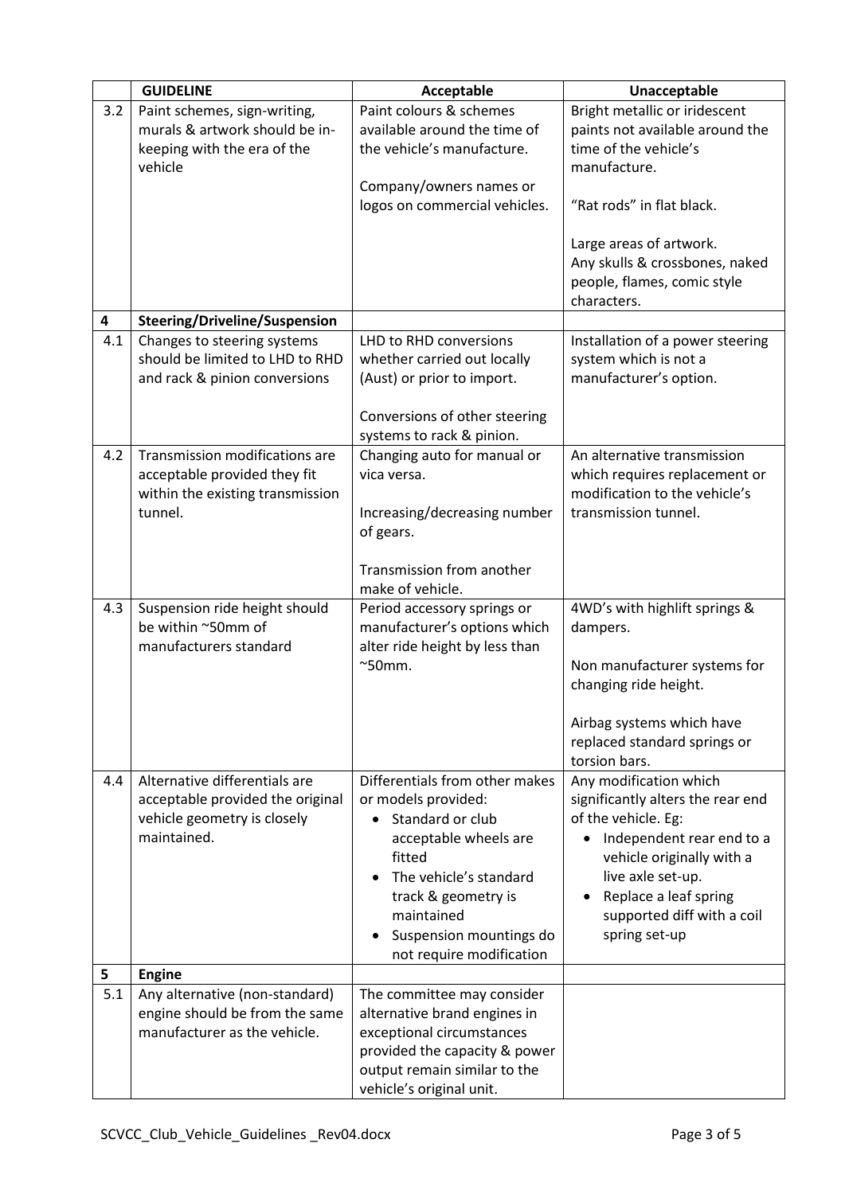| | GUIDELINE | Acceptable | Unacceptable |
|---|---|---|---|
| 3.2 | Paint schemes, sign-writing, murals & artwork should be in-keeping with the era of the vehicle | Paint colours & schemes available around the time of the vehicle's manufacture.<br><br>Company/owners names or logos on commercial vehicles. | Bright metallic or iridescent paints not available around the time of the vehicle's manufacture.<br><br>"Rat rods" in flat black.<br><br>Large areas of artwork.<br>Any skulls & crossbones, naked people, flames, comic style characters. |
| **4** | **Steering/Driveline/Suspension** | | |
| 4.1 | Changes to steering systems should be limited to LHD to RHD and rack & pinion conversions | LHD to RHD conversions whether carried out locally (Aust) or prior to import.<br><br>Conversions of other steering systems to rack & pinion. | Installation of a power steering system which is not a manufacturer's option. |
| 4.2 | Transmission modifications are acceptable provided they fit within the existing transmission tunnel. | Changing auto for manual or vica versa.<br><br>Increasing/decreasing number of gears.<br><br>Transmission from another make of vehicle. | An alternative transmission which requires replacement or modification to the vehicle's transmission tunnel. |
| 4.3 | Suspension ride height should be within ~50mm of manufacturers standard | Period accessory springs or manufacturer's options which alter ride height by less than ~50mm. | 4WD's with highlift springs & dampers.<br><br>Non manufacturer systems for changing ride height.<br><br>Airbag systems which have replaced standard springs or torsion bars. |
| 4.4 | Alternative differentials are acceptable provided the original vehicle geometry is closely maintained. | Differentials from other makes or models provided:<br>• Standard or club acceptable wheels are fitted<br>• The vehicle's standard track & geometry is maintained<br>• Suspension mountings do not require modification | Any modification which significantly alters the rear end of the vehicle. Eg:<br>• Independent rear end to a vehicle originally with a live axle set-up.<br>• Replace a leaf spring supported diff with a coil spring set-up |
| **5** | **Engine** | | |
| 5.1 | Any alternative (non-standard) engine should be from the same manufacturer as the vehicle. | The committee may consider alternative brand engines in exceptional circumstances provided the capacity & power output remain similar to the vehicle's original unit. | |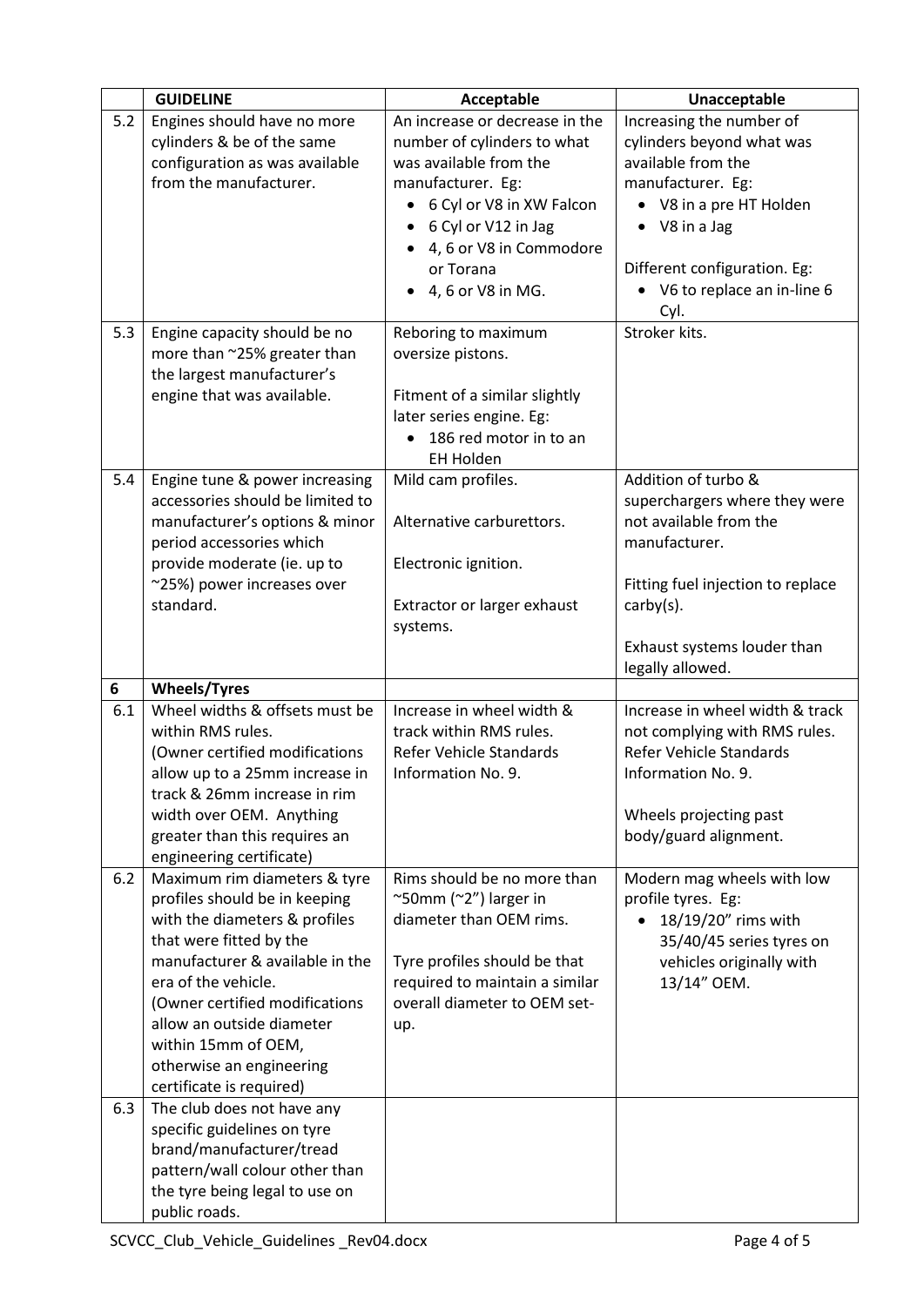| | GUIDELINE | Acceptable | Unacceptable |
|---|---|---|---|
| 5.2 | Engines should have no more cylinders & be of the same configuration as was available from the manufacturer. | An increase or decrease in the number of cylinders to what was available from the manufacturer. Eg:<br>• 6 Cyl or V8 in XW Falcon<br>• 6 Cyl or V12 in Jag<br>• 4, 6 or V8 in Commodore or Torana<br>• 4, 6 or V8 in MG. | Increasing the number of cylinders beyond what was available from the manufacturer. Eg:<br>• V8 in a pre HT Holden<br>• V8 in a Jag<br><br>Different configuration. Eg:<br>• V6 to replace an in-line 6 Cyl. |
| 5.3 | Engine capacity should be no more than ~25% greater than the largest manufacturer's engine that was available. | Reboring to maximum oversize pistons.<br><br>Fitment of a similar slightly later series engine. Eg:<br>• 186 red motor in to an EH Holden | Stroker kits. |
| 5.4 | Engine tune & power increasing accessories should be limited to manufacturer's options & minor period accessories which provide moderate (ie. up to ~25%) power increases over standard. | Mild cam profiles.<br><br>Alternative carburettors.<br><br>Electronic ignition.<br><br>Extractor or larger exhaust systems. | Addition of turbo & superchargers where they were not available from the manufacturer.<br><br>Fitting fuel injection to replace carby(s).<br><br>Exhaust systems louder than legally allowed. |
| **6** | **Wheels/Tyres** | | |
| 6.1 | Wheel widths & offsets must be within RMS rules.<br>(Owner certified modifications allow up to a 25mm increase in track & 26mm increase in rim width over OEM. Anything greater than this requires an engineering certificate) | Increase in wheel width & track within RMS rules. Refer Vehicle Standards Information No. 9. | Increase in wheel width & track not complying with RMS rules. Refer Vehicle Standards Information No. 9.<br><br>Wheels projecting past body/guard alignment. |
| 6.2 | Maximum rim diameters & tyre profiles should be in keeping with the diameters & profiles that were fitted by the manufacturer & available in the era of the vehicle.<br>(Owner certified modifications allow an outside diameter within 15mm of OEM, otherwise an engineering certificate is required) | Rims should be no more than ~50mm (~2") larger in diameter than OEM rims.<br><br>Tyre profiles should be that required to maintain a similar overall diameter to OEM set-up. | Modern mag wheels with low profile tyres. Eg:<br>• 18/19/20" rims with 35/40/45 series tyres on vehicles originally with 13/14" OEM. |
| 6.3 | The club does not have any specific guidelines on tyre brand/manufacturer/tread pattern/wall colour other than the tyre being legal to use on public roads. | | |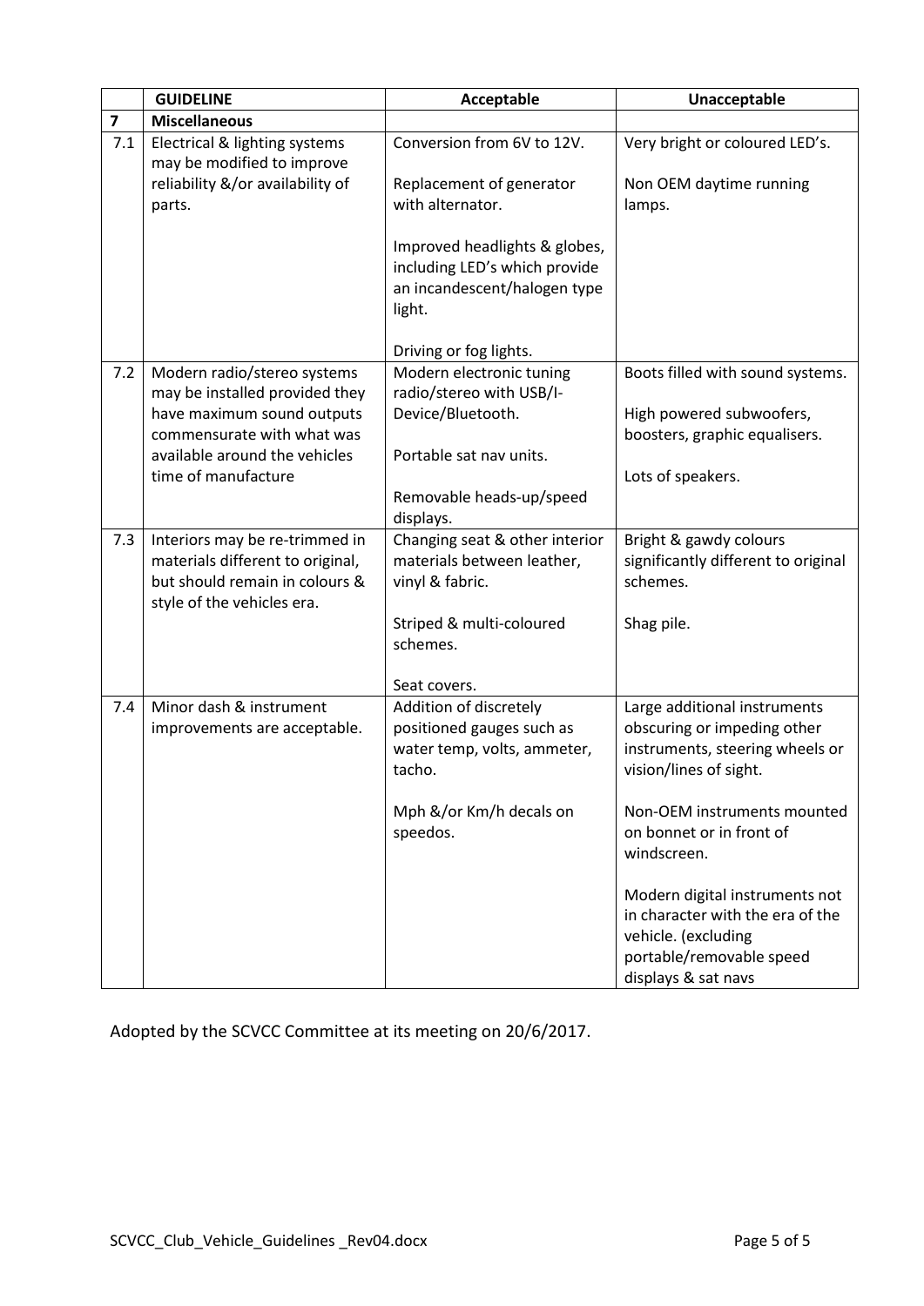| | GUIDELINE | Acceptable | Unacceptable |
|---|---|---|---|
| **7** | **Miscellaneous** | | |
| 7.1 | Electrical & lighting systems may be modified to improve reliability &/or availability of parts. | Conversion from 6V to 12V.<br><br>Replacement of generator with alternator.<br><br>Improved headlights & globes, including LED's which provide an incandescent/halogen type light.<br><br>Driving or fog lights. | Very bright or coloured LED's.<br><br>Non OEM daytime running lamps. |
| 7.2 | Modern radio/stereo systems may be installed provided they have maximum sound outputs commensurate with what was available around the vehicles time of manufacture | Modern electronic tuning radio/stereo with USB/I-Device/Bluetooth.<br><br>Portable sat nav units.<br><br>Removable heads-up/speed displays. | Boots filled with sound systems.<br><br>High powered subwoofers, boosters, graphic equalisers.<br><br>Lots of speakers. |
| 7.3 | Interiors may be re-trimmed in materials different to original, but should remain in colours & style of the vehicles era. | Changing seat & other interior materials between leather, vinyl & fabric.<br><br>Striped & multi-coloured schemes.<br><br>Seat covers. | Bright & gawdy colours significantly different to original schemes.<br><br>Shag pile. |
| 7.4 | Minor dash & instrument improvements are acceptable. | Addition of discretely positioned gauges such as water temp, volts, ammeter, tacho.<br><br>Mph &/or Km/h decals on speedos. | Large additional instruments obscuring or impeding other instruments, steering wheels or vision/lines of sight.<br><br>Non-OEM instruments mounted on bonnet or in front of windscreen.<br><br>Modern digital instruments not in character with the era of the vehicle. (excluding portable/removable speed displays & sat navs |

Adopted by the SCVCC Committee at its meeting on 20/6/2017.